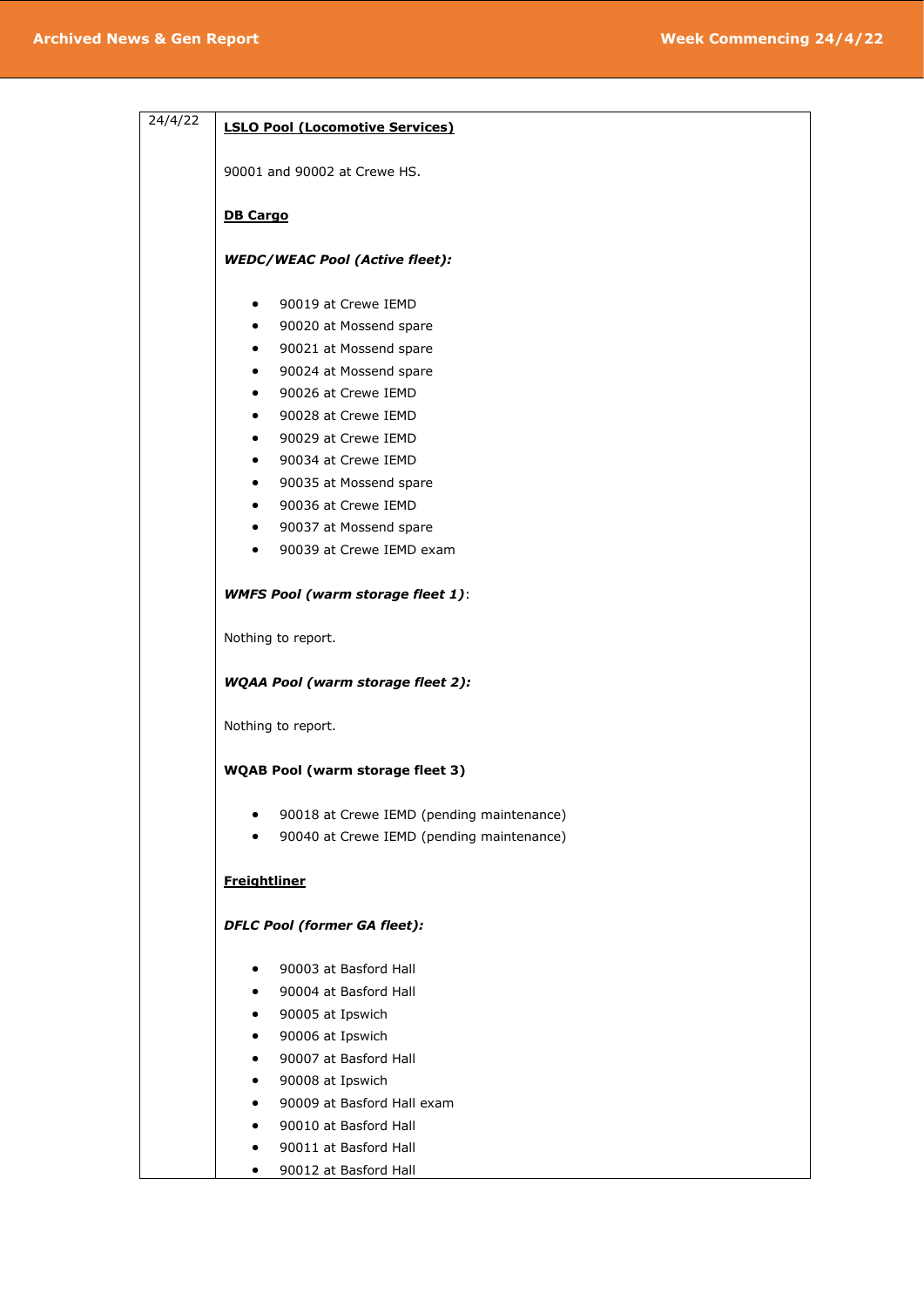24/4/22

**<u>LSLO Pool (Locomotive Services)</u>**

90001 and 90002 at Crewe HS.

**<u>DB Cargo</u>**

***WEDC/WEAC Pool (Active fleet):***

- 90019 at Crewe IEMD
- 90020 at Mossend spare
- 90021 at Mossend spare
- 90024 at Mossend spare
- 90026 at Crewe IEMD
- 90028 at Crewe IEMD
- 90029 at Crewe IEMD
- 90034 at Crewe IEMD
- 90035 at Mossend spare
- 90036 at Crewe IEMD
- 90037 at Mossend spare
- 90039 at Crewe IEMD exam

***WMFS Pool (warm storage fleet 1)***:

Nothing to report.

***WQAA Pool (warm storage fleet 2):***

Nothing to report.

**WQAB Pool (warm storage fleet 3)**

- 90018 at Crewe IEMD (pending maintenance)
- 90040 at Crewe IEMD (pending maintenance)

**<u>Freightliner</u>**

***DFLC Pool (former GA fleet):***

- 90003 at Basford Hall
- 90004 at Basford Hall
- 90005 at Ipswich
- 90006 at Ipswich
- 90007 at Basford Hall
- 90008 at Ipswich
- 90009 at Basford Hall exam
- 90010 at Basford Hall
- 90011 at Basford Hall
- 90012 at Basford Hall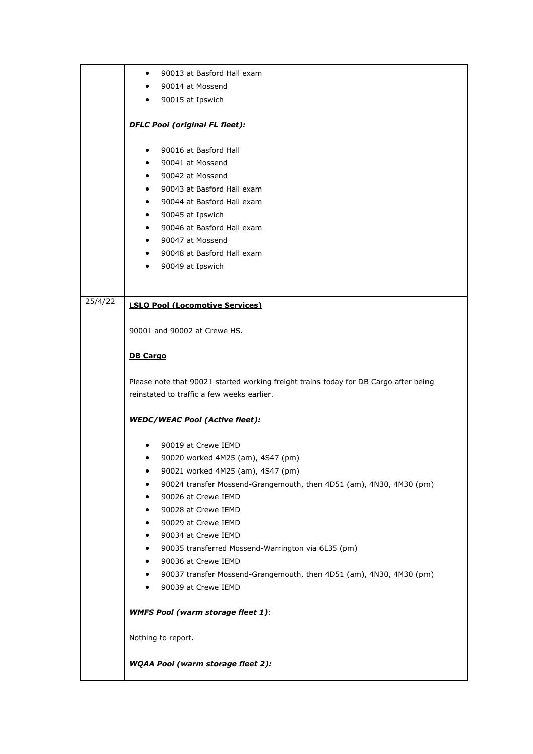| | |
|---|---|
| | - 90013 at Basford Hall exam<br>- 90014 at Mossend<br>- 90015 at Ipswich<br><br>***DFLC Pool (original FL fleet):***<br><br>- 90016 at Basford Hall<br>- 90041 at Mossend<br>- 90042 at Mossend<br>- 90043 at Basford Hall exam<br>- 90044 at Basford Hall exam<br>- 90045 at Ipswich<br>- 90046 at Basford Hall exam<br>- 90047 at Mossend<br>- 90048 at Basford Hall exam<br>- 90049 at Ipswich |
| 25/4/22 | **LSLO Pool (Locomotive Services)**<br><br>90001 and 90002 at Crewe HS.<br><br>**DB Cargo**<br><br>Please note that 90021 started working freight trains today for DB Cargo after being reinstated to traffic a few weeks earlier.<br><br>***WEDC/WEAC Pool (Active fleet):***<br><br>- 90019 at Crewe IEMD<br>- 90020 worked 4M25 (am), 4S47 (pm)<br>- 90021 worked 4M25 (am), 4S47 (pm)<br>- 90024 transfer Mossend-Grangemouth, then 4D51 (am), 4N30, 4M30 (pm)<br>- 90026 at Crewe IEMD<br>- 90028 at Crewe IEMD<br>- 90029 at Crewe IEMD<br>- 90034 at Crewe IEMD<br>- 90035 transferred Mossend-Warrington via 6L35 (pm)<br>- 90036 at Crewe IEMD<br>- 90037 transfer Mossend-Grangemouth, then 4D51 (am), 4N30, 4M30 (pm)<br>- 90039 at Crewe IEMD<br><br>***WMFS Pool (warm storage fleet 1)***:<br><br>Nothing to report.<br><br>***WQAA Pool (warm storage fleet 2):*** |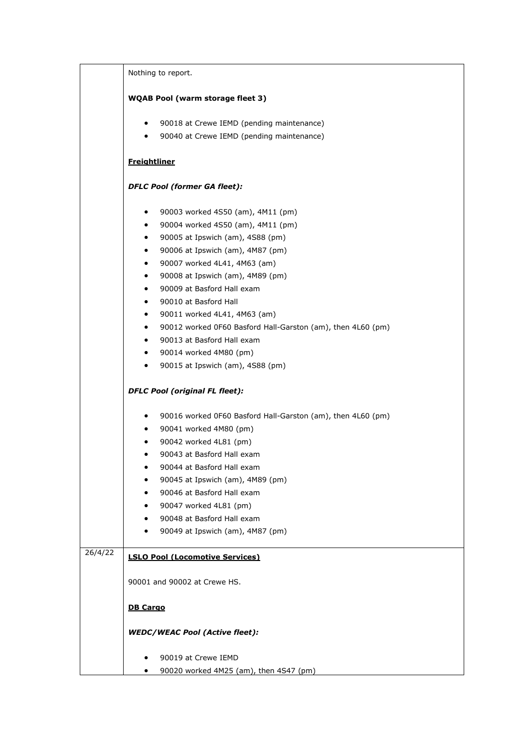| | |
|---|---|
| | Nothing to report.<br><br>**WQAB Pool (warm storage fleet 3)**<br><br>• 90018 at Crewe IEMD (pending maintenance)<br>• 90040 at Crewe IEMD (pending maintenance)<br><br>**Freightliner**<br><br>***DFLC Pool (former GA fleet):***<br><br>• 90003 worked 4S50 (am), 4M11 (pm)<br>• 90004 worked 4S50 (am), 4M11 (pm)<br>• 90005 at Ipswich (am), 4S88 (pm)<br>• 90006 at Ipswich (am), 4M87 (pm)<br>• 90007 worked 4L41, 4M63 (am)<br>• 90008 at Ipswich (am), 4M89 (pm)<br>• 90009 at Basford Hall exam<br>• 90010 at Basford Hall<br>• 90011 worked 4L41, 4M63 (am)<br>• 90012 worked 0F60 Basford Hall-Garston (am), then 4L60 (pm)<br>• 90013 at Basford Hall exam<br>• 90014 worked 4M80 (pm)<br>• 90015 at Ipswich (am), 4S88 (pm)<br><br>***DFLC Pool (original FL fleet):***<br><br>• 90016 worked 0F60 Basford Hall-Garston (am), then 4L60 (pm)<br>• 90041 worked 4M80 (pm)<br>• 90042 worked 4L81 (pm)<br>• 90043 at Basford Hall exam<br>• 90044 at Basford Hall exam<br>• 90045 at Ipswich (am), 4M89 (pm)<br>• 90046 at Basford Hall exam<br>• 90047 worked 4L81 (pm)<br>• 90048 at Basford Hall exam<br>• 90049 at Ipswich (am), 4M87 (pm) |
| 26/4/22 | **LSLO Pool (Locomotive Services)**<br><br>90001 and 90002 at Crewe HS.<br><br>**DB Cargo**<br><br>***WEDC/WEAC Pool (Active fleet):***<br><br>• 90019 at Crewe IEMD<br>• 90020 worked 4M25 (am), then 4S47 (pm) |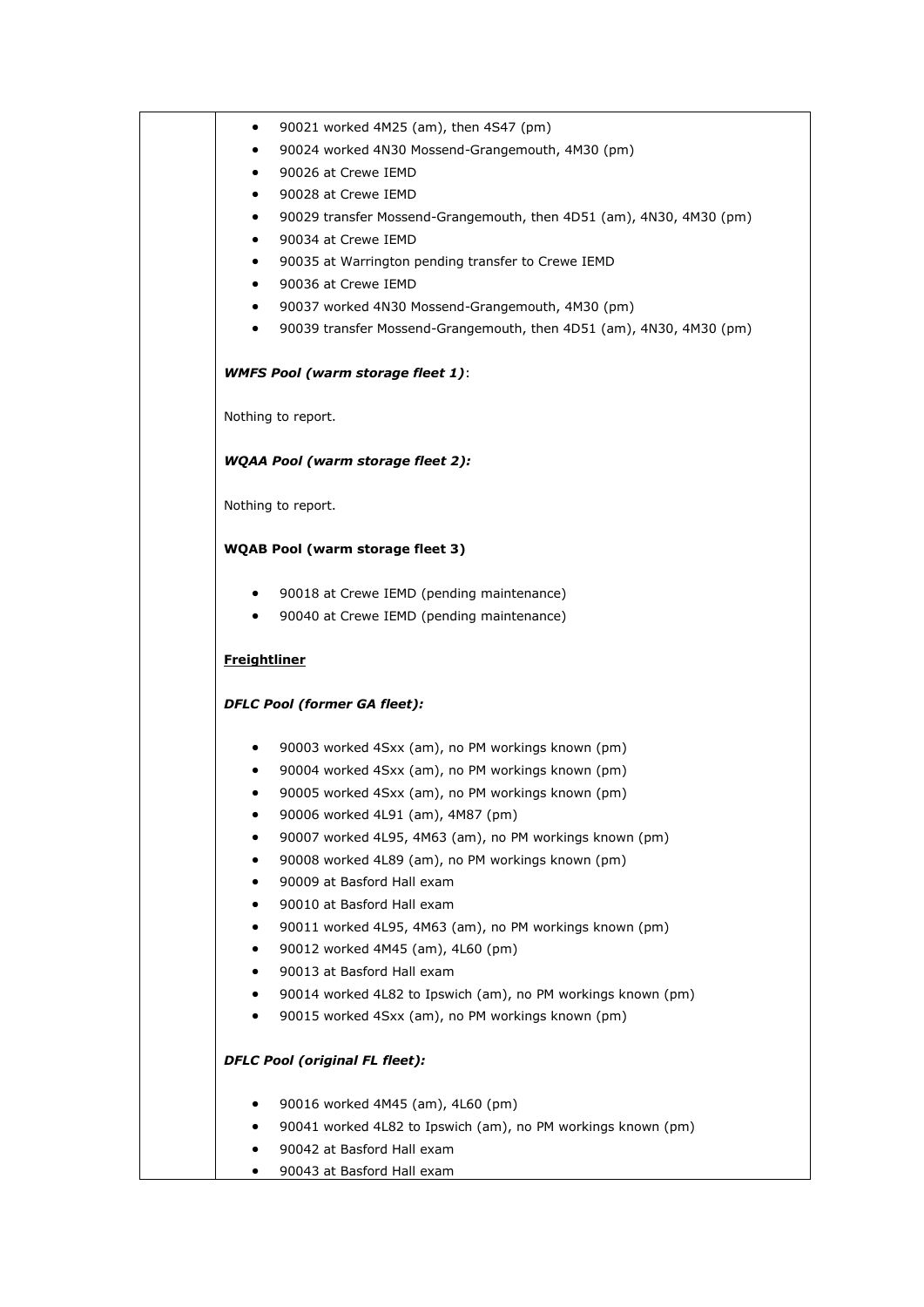- 90021 worked 4M25 (am), then 4S47 (pm)
- 90024 worked 4N30 Mossend-Grangemouth, 4M30 (pm)
- 90026 at Crewe IEMD
- 90028 at Crewe IEMD
- 90029 transfer Mossend-Grangemouth, then 4D51 (am), 4N30, 4M30 (pm)
- 90034 at Crewe IEMD
- 90035 at Warrington pending transfer to Crewe IEMD
- 90036 at Crewe IEMD
- 90037 worked 4N30 Mossend-Grangemouth, 4M30 (pm)
- 90039 transfer Mossend-Grangemouth, then 4D51 (am), 4N30, 4M30 (pm)

***WMFS Pool (warm storage fleet 1)***:

Nothing to report.

***WQAA Pool (warm storage fleet 2):***

Nothing to report.

**WQAB Pool (warm storage fleet 3)**

- 90018 at Crewe IEMD (pending maintenance)
- 90040 at Crewe IEMD (pending maintenance)

**Freightliner**

***DFLC Pool (former GA fleet):***

- 90003 worked 4Sxx (am), no PM workings known (pm)
- 90004 worked 4Sxx (am), no PM workings known (pm)
- 90005 worked 4Sxx (am), no PM workings known (pm)
- 90006 worked 4L91 (am), 4M87 (pm)
- 90007 worked 4L95, 4M63 (am), no PM workings known (pm)
- 90008 worked 4L89 (am), no PM workings known (pm)
- 90009 at Basford Hall exam
- 90010 at Basford Hall exam
- 90011 worked 4L95, 4M63 (am), no PM workings known (pm)
- 90012 worked 4M45 (am), 4L60 (pm)
- 90013 at Basford Hall exam
- 90014 worked 4L82 to Ipswich (am), no PM workings known (pm)
- 90015 worked 4Sxx (am), no PM workings known (pm)

***DFLC Pool (original FL fleet):***

- 90016 worked 4M45 (am), 4L60 (pm)
- 90041 worked 4L82 to Ipswich (am), no PM workings known (pm)
- 90042 at Basford Hall exam
- 90043 at Basford Hall exam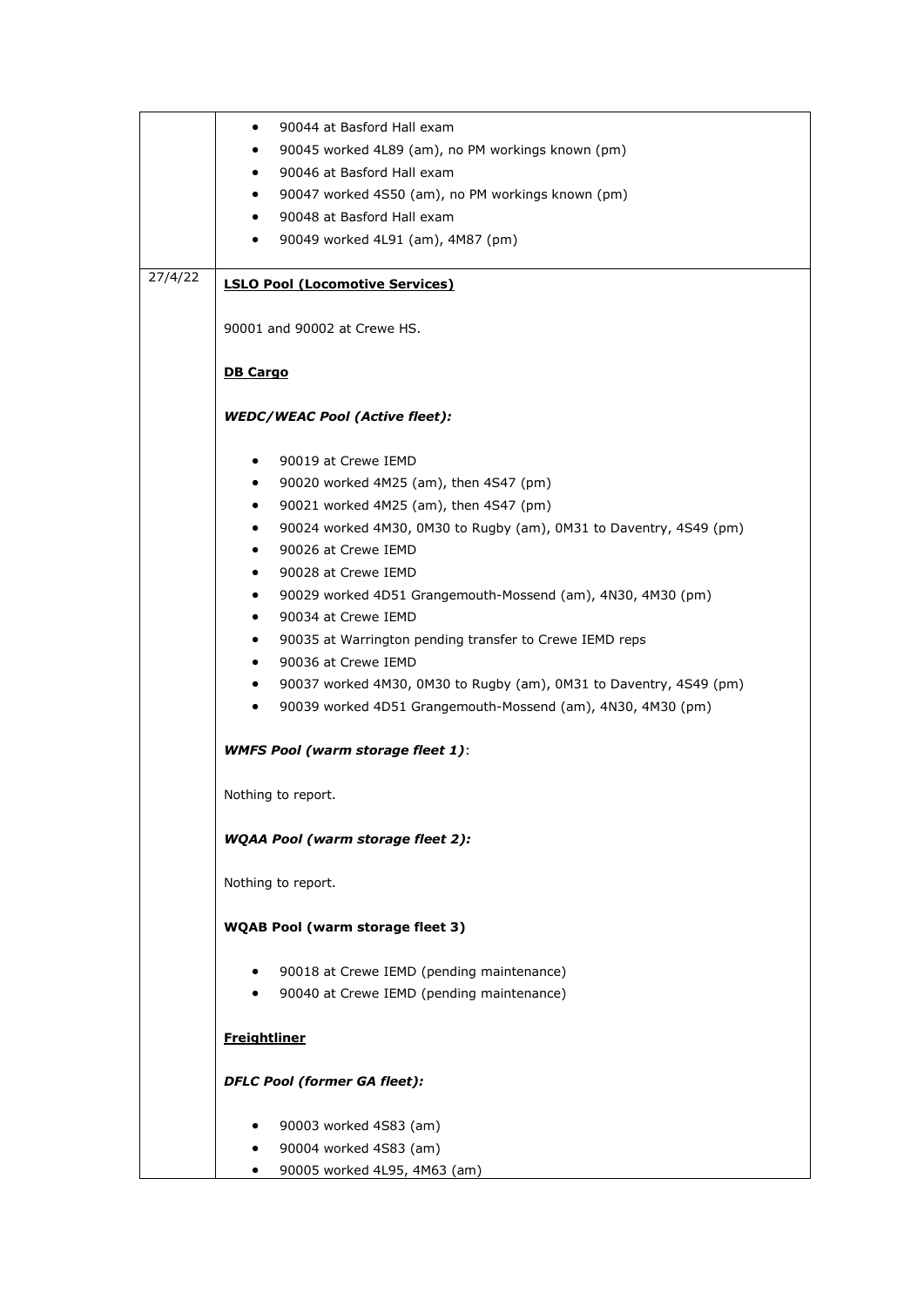| | |
|---|---|
| | • 90044 at Basford Hall exam<br>• 90045 worked 4L89 (am), no PM workings known (pm)<br>• 90046 at Basford Hall exam<br>• 90047 worked 4S50 (am), no PM workings known (pm)<br>• 90048 at Basford Hall exam<br>• 90049 worked 4L91 (am), 4M87 (pm) |
| 27/4/22 | **LSLO Pool (Locomotive Services)**<br><br>90001 and 90002 at Crewe HS.<br><br>**DB Cargo**<br><br>***WEDC/WEAC Pool (Active fleet):***<br><br>• 90019 at Crewe IEMD<br>• 90020 worked 4M25 (am), then 4S47 (pm)<br>• 90021 worked 4M25 (am), then 4S47 (pm)<br>• 90024 worked 4M30, 0M30 to Rugby (am), 0M31 to Daventry, 4S49 (pm)<br>• 90026 at Crewe IEMD<br>• 90028 at Crewe IEMD<br>• 90029 worked 4D51 Grangemouth-Mossend (am), 4N30, 4M30 (pm)<br>• 90034 at Crewe IEMD<br>• 90035 at Warrington pending transfer to Crewe IEMD reps<br>• 90036 at Crewe IEMD<br>• 90037 worked 4M30, 0M30 to Rugby (am), 0M31 to Daventry, 4S49 (pm)<br>• 90039 worked 4D51 Grangemouth-Mossend (am), 4N30, 4M30 (pm)<br><br>***WMFS Pool (warm storage fleet 1)***:<br><br>Nothing to report.<br><br>***WQAA Pool (warm storage fleet 2):***<br><br>Nothing to report.<br><br>**WQAB Pool (warm storage fleet 3)**<br><br>• 90018 at Crewe IEMD (pending maintenance)<br>• 90040 at Crewe IEMD (pending maintenance)<br><br>**Freightliner**<br><br>***DFLC Pool (former GA fleet):***<br><br>• 90003 worked 4S83 (am)<br>• 90004 worked 4S83 (am)<br>• 90005 worked 4L95, 4M63 (am) |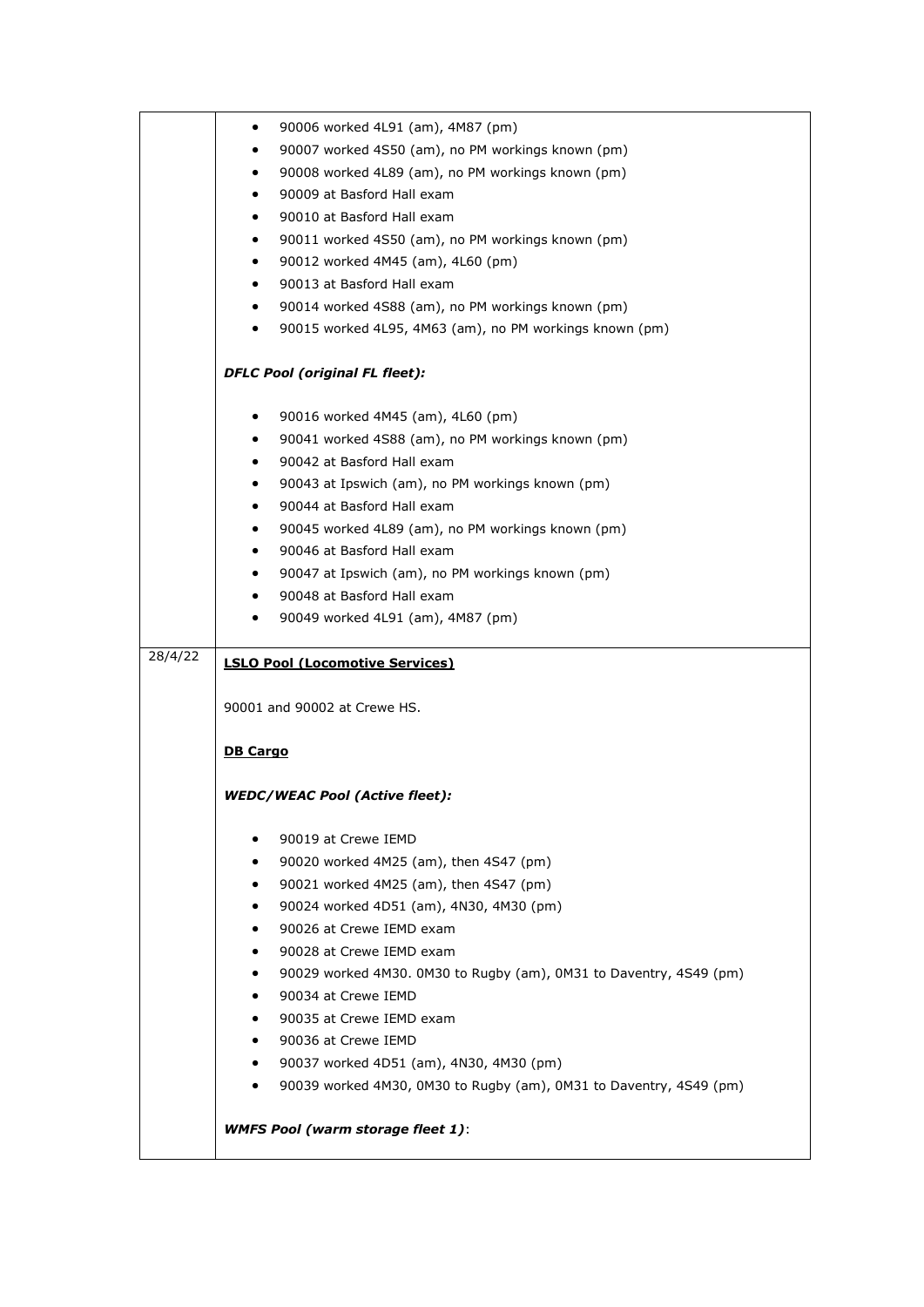| | |
|---|---|
| | • 90006 worked 4L91 (am), 4M87 (pm)<br>• 90007 worked 4S50 (am), no PM workings known (pm)<br>• 90008 worked 4L89 (am), no PM workings known (pm)<br>• 90009 at Basford Hall exam<br>• 90010 at Basford Hall exam<br>• 90011 worked 4S50 (am), no PM workings known (pm)<br>• 90012 worked 4M45 (am), 4L60 (pm)<br>• 90013 at Basford Hall exam<br>• 90014 worked 4S88 (am), no PM workings known (pm)<br>• 90015 worked 4L95, 4M63 (am), no PM workings known (pm)<br><br>***DFLC Pool (original FL fleet):***<br><br>• 90016 worked 4M45 (am), 4L60 (pm)<br>• 90041 worked 4S88 (am), no PM workings known (pm)<br>• 90042 at Basford Hall exam<br>• 90043 at Ipswich (am), no PM workings known (pm)<br>• 90044 at Basford Hall exam<br>• 90045 worked 4L89 (am), no PM workings known (pm)<br>• 90046 at Basford Hall exam<br>• 90047 at Ipswich (am), no PM workings known (pm)<br>• 90048 at Basford Hall exam<br>• 90049 worked 4L91 (am), 4M87 (pm) |
| 28/4/22 | **LSLO Pool (Locomotive Services)**<br><br>90001 and 90002 at Crewe HS.<br><br>**DB Cargo**<br><br>***WEDC/WEAC Pool (Active fleet):***<br><br>• 90019 at Crewe IEMD<br>• 90020 worked 4M25 (am), then 4S47 (pm)<br>• 90021 worked 4M25 (am), then 4S47 (pm)<br>• 90024 worked 4D51 (am), 4N30, 4M30 (pm)<br>• 90026 at Crewe IEMD exam<br>• 90028 at Crewe IEMD exam<br>• 90029 worked 4M30. 0M30 to Rugby (am), 0M31 to Daventry, 4S49 (pm)<br>• 90034 at Crewe IEMD<br>• 90035 at Crewe IEMD exam<br>• 90036 at Crewe IEMD<br>• 90037 worked 4D51 (am), 4N30, 4M30 (pm)<br>• 90039 worked 4M30, 0M30 to Rugby (am), 0M31 to Daventry, 4S49 (pm)<br><br>***WMFS Pool (warm storage fleet 1)***: |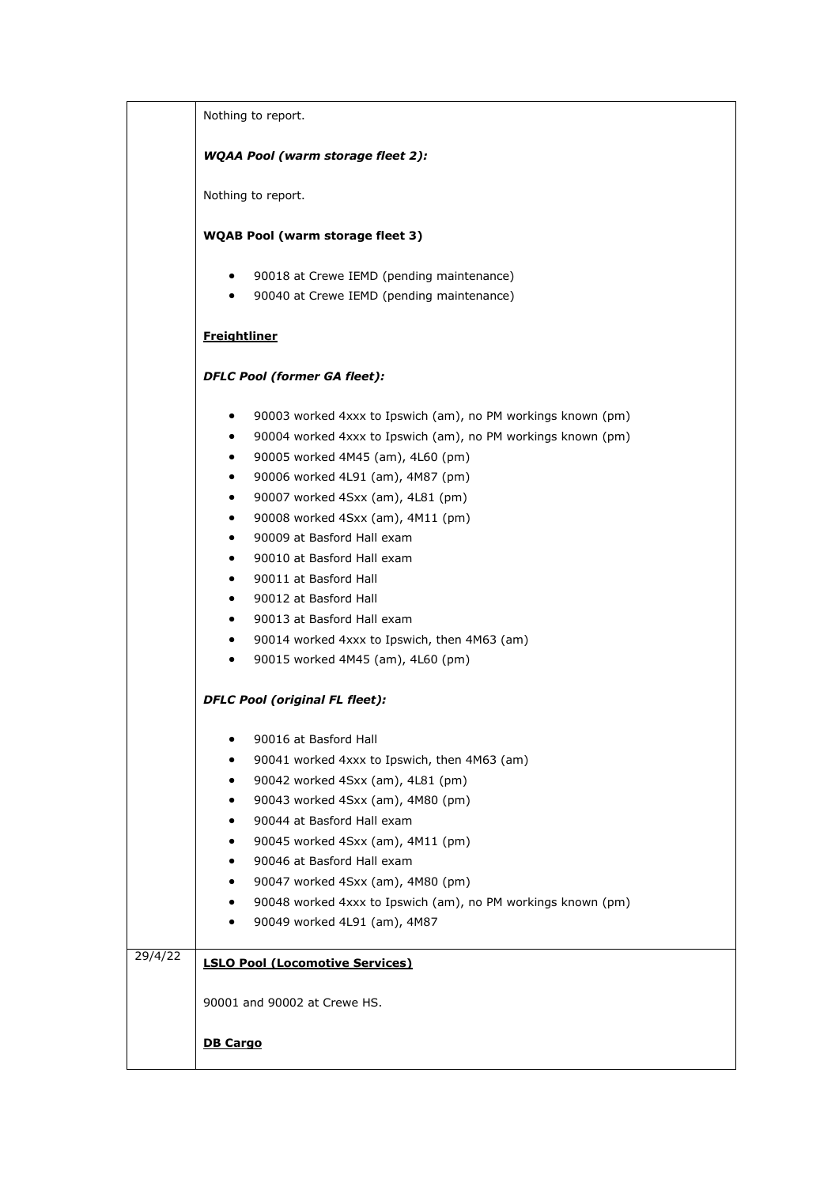| | |
|---|---|
| | Nothing to report.<br><br>***WQAA Pool (warm storage fleet 2):***<br><br>Nothing to report.<br><br>**WQAB Pool (warm storage fleet 3)**<br><br>• 90018 at Crewe IEMD (pending maintenance)<br>• 90040 at Crewe IEMD (pending maintenance)<br><br>**Freightliner**<br><br>***DFLC Pool (former GA fleet):***<br><br>• 90003 worked 4xxx to Ipswich (am), no PM workings known (pm)<br>• 90004 worked 4xxx to Ipswich (am), no PM workings known (pm)<br>• 90005 worked 4M45 (am), 4L60 (pm)<br>• 90006 worked 4L91 (am), 4M87 (pm)<br>• 90007 worked 4Sxx (am), 4L81 (pm)<br>• 90008 worked 4Sxx (am), 4M11 (pm)<br>• 90009 at Basford Hall exam<br>• 90010 at Basford Hall exam<br>• 90011 at Basford Hall<br>• 90012 at Basford Hall<br>• 90013 at Basford Hall exam<br>• 90014 worked 4xxx to Ipswich, then 4M63 (am)<br>• 90015 worked 4M45 (am), 4L60 (pm)<br><br>***DFLC Pool (original FL fleet):***<br><br>• 90016 at Basford Hall<br>• 90041 worked 4xxx to Ipswich, then 4M63 (am)<br>• 90042 worked 4Sxx (am), 4L81 (pm)<br>• 90043 worked 4Sxx (am), 4M80 (pm)<br>• 90044 at Basford Hall exam<br>• 90045 worked 4Sxx (am), 4M11 (pm)<br>• 90046 at Basford Hall exam<br>• 90047 worked 4Sxx (am), 4M80 (pm)<br>• 90048 worked 4xxx to Ipswich (am), no PM workings known (pm)<br>• 90049 worked 4L91 (am), 4M87 |
| 29/4/22 | **LSLO Pool (Locomotive Services)**<br><br>90001 and 90002 at Crewe HS.<br><br>**DB Cargo** |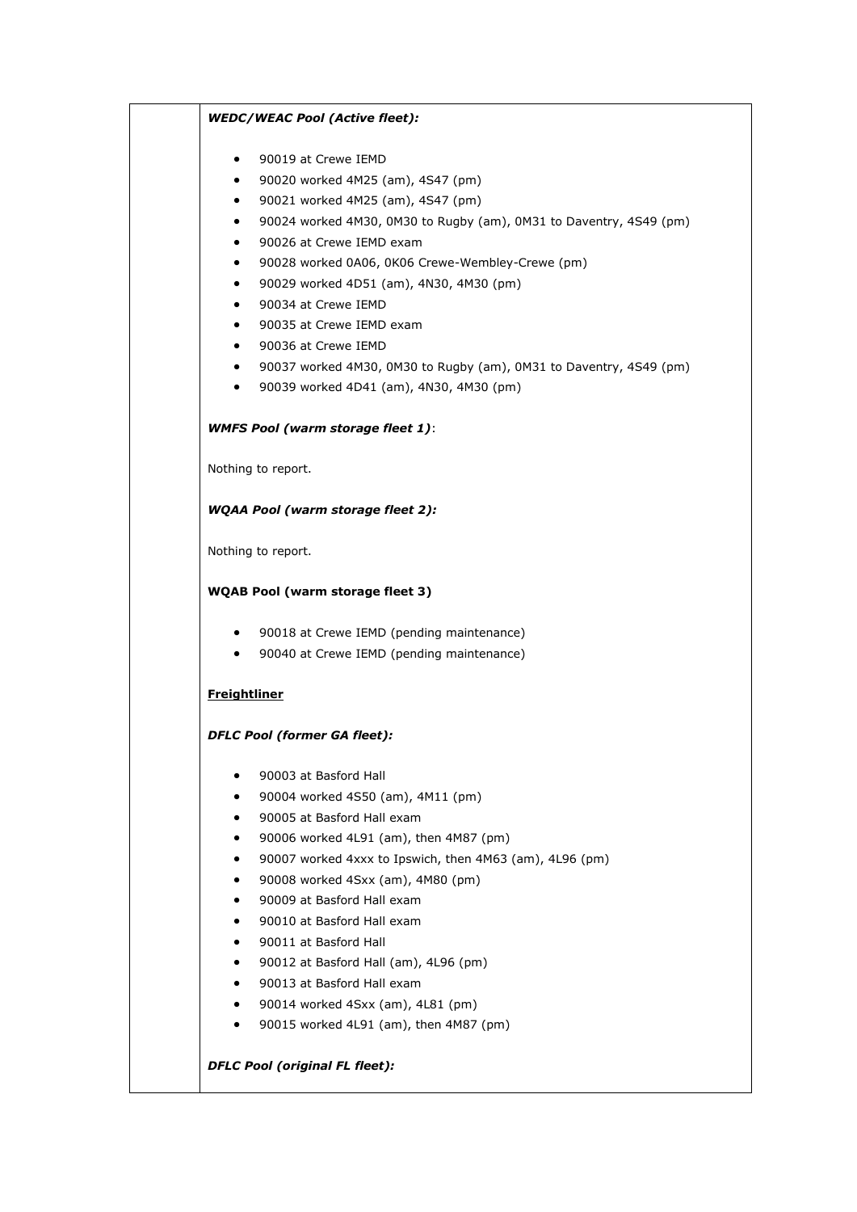***WEDC/WEAC Pool (Active fleet):***

- 90019 at Crewe IEMD
- 90020 worked 4M25 (am), 4S47 (pm)
- 90021 worked 4M25 (am), 4S47 (pm)
- 90024 worked 4M30, 0M30 to Rugby (am), 0M31 to Daventry, 4S49 (pm)
- 90026 at Crewe IEMD exam
- 90028 worked 0A06, 0K06 Crewe-Wembley-Crewe (pm)
- 90029 worked 4D51 (am), 4N30, 4M30 (pm)
- 90034 at Crewe IEMD
- 90035 at Crewe IEMD exam
- 90036 at Crewe IEMD
- 90037 worked 4M30, 0M30 to Rugby (am), 0M31 to Daventry, 4S49 (pm)
- 90039 worked 4D41 (am), 4N30, 4M30 (pm)

***WMFS Pool (warm storage fleet 1)***:

Nothing to report.

***WQAA Pool (warm storage fleet 2):***

Nothing to report.

**WQAB Pool (warm storage fleet 3)**

- 90018 at Crewe IEMD (pending maintenance)
- 90040 at Crewe IEMD (pending maintenance)

**Freightliner**

***DFLC Pool (former GA fleet):***

- 90003 at Basford Hall
- 90004 worked 4S50 (am), 4M11 (pm)
- 90005 at Basford Hall exam
- 90006 worked 4L91 (am), then 4M87 (pm)
- 90007 worked 4xxx to Ipswich, then 4M63 (am), 4L96 (pm)
- 90008 worked 4Sxx (am), 4M80 (pm)
- 90009 at Basford Hall exam
- 90010 at Basford Hall exam
- 90011 at Basford Hall
- 90012 at Basford Hall (am), 4L96 (pm)
- 90013 at Basford Hall exam
- 90014 worked 4Sxx (am), 4L81 (pm)
- 90015 worked 4L91 (am), then 4M87 (pm)

***DFLC Pool (original FL fleet):***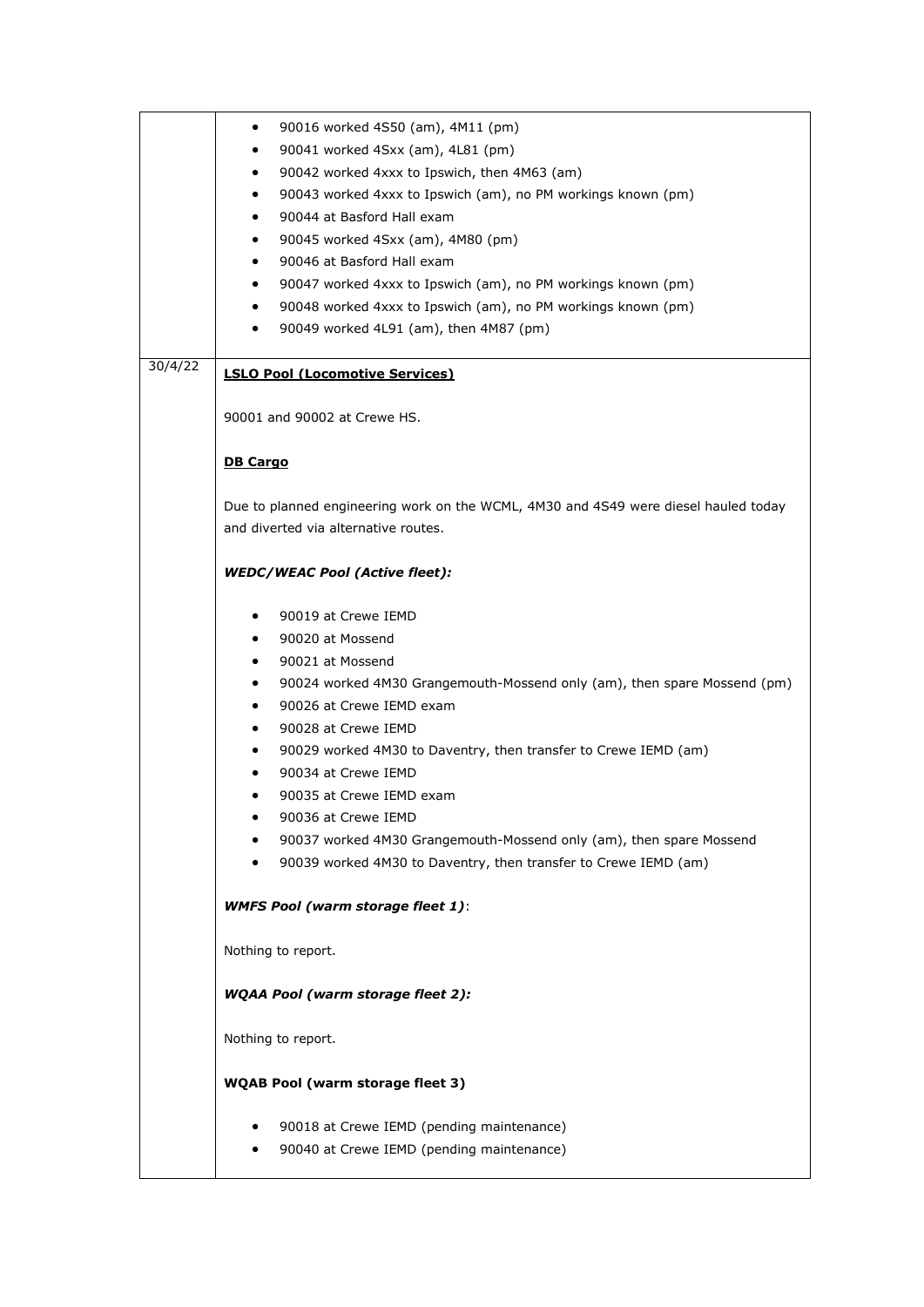| | |
|---|---|
| | • 90016 worked 4S50 (am), 4M11 (pm)<br>• 90041 worked 4Sxx (am), 4L81 (pm)<br>• 90042 worked 4xxx to Ipswich, then 4M63 (am)<br>• 90043 worked 4xxx to Ipswich (am), no PM workings known (pm)<br>• 90044 at Basford Hall exam<br>• 90045 worked 4Sxx (am), 4M80 (pm)<br>• 90046 at Basford Hall exam<br>• 90047 worked 4xxx to Ipswich (am), no PM workings known (pm)<br>• 90048 worked 4xxx to Ipswich (am), no PM workings known (pm)<br>• 90049 worked 4L91 (am), then 4M87 (pm) |
| 30/4/22 | **<u>LSLO Pool (Locomotive Services)</u>**<br><br>90001 and 90002 at Crewe HS.<br><br>**<u>DB Cargo</u>**<br><br>Due to planned engineering work on the WCML, 4M30 and 4S49 were diesel hauled today and diverted via alternative routes.<br><br>***WEDC/WEAC Pool (Active fleet):***<br><br>• 90019 at Crewe IEMD<br>• 90020 at Mossend<br>• 90021 at Mossend<br>• 90024 worked 4M30 Grangemouth-Mossend only (am), then spare Mossend (pm)<br>• 90026 at Crewe IEMD exam<br>• 90028 at Crewe IEMD<br>• 90029 worked 4M30 to Daventry, then transfer to Crewe IEMD (am)<br>• 90034 at Crewe IEMD<br>• 90035 at Crewe IEMD exam<br>• 90036 at Crewe IEMD<br>• 90037 worked 4M30 Grangemouth-Mossend only (am), then spare Mossend<br>• 90039 worked 4M30 to Daventry, then transfer to Crewe IEMD (am)<br><br>***WMFS Pool (warm storage fleet 1)***:<br><br>Nothing to report.<br><br>***WQAA Pool (warm storage fleet 2):***<br><br>Nothing to report.<br><br>**WQAB Pool (warm storage fleet 3)**<br><br>• 90018 at Crewe IEMD (pending maintenance)<br>• 90040 at Crewe IEMD (pending maintenance) |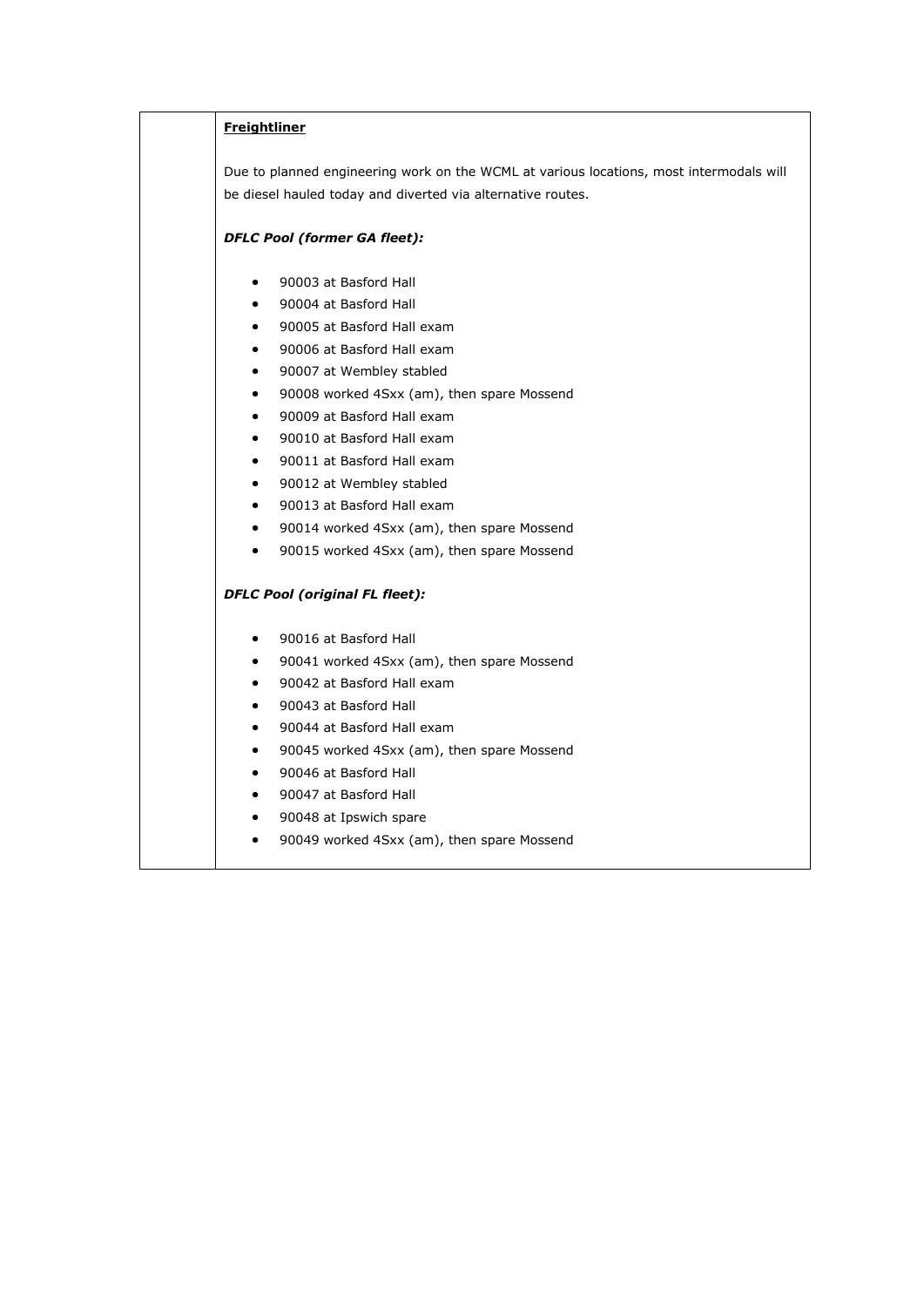**Freightliner**

Due to planned engineering work on the WCML at various locations, most intermodals will be diesel hauled today and diverted via alternative routes.

***DFLC Pool (former GA fleet):***

- 90003 at Basford Hall
- 90004 at Basford Hall
- 90005 at Basford Hall exam
- 90006 at Basford Hall exam
- 90007 at Wembley stabled
- 90008 worked 4Sxx (am), then spare Mossend
- 90009 at Basford Hall exam
- 90010 at Basford Hall exam
- 90011 at Basford Hall exam
- 90012 at Wembley stabled
- 90013 at Basford Hall exam
- 90014 worked 4Sxx (am), then spare Mossend
- 90015 worked 4Sxx (am), then spare Mossend

***DFLC Pool (original FL fleet):***

- 90016 at Basford Hall
- 90041 worked 4Sxx (am), then spare Mossend
- 90042 at Basford Hall exam
- 90043 at Basford Hall
- 90044 at Basford Hall exam
- 90045 worked 4Sxx (am), then spare Mossend
- 90046 at Basford Hall
- 90047 at Basford Hall
- 90048 at Ipswich spare
- 90049 worked 4Sxx (am), then spare Mossend